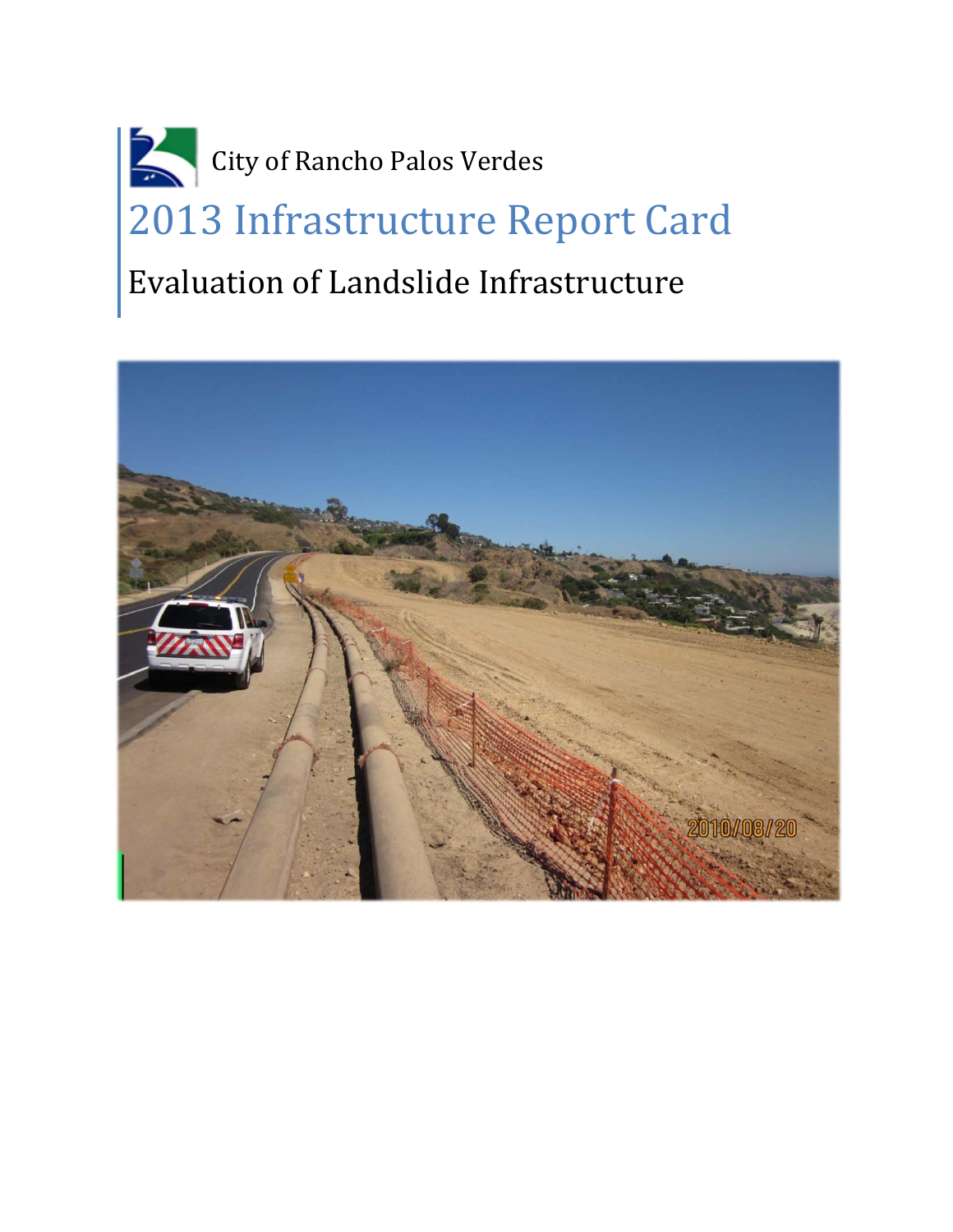City of Rancho Palos Verdes

# 2013 Infrastructure Report Card

## Evaluation of Landslide Infrastructure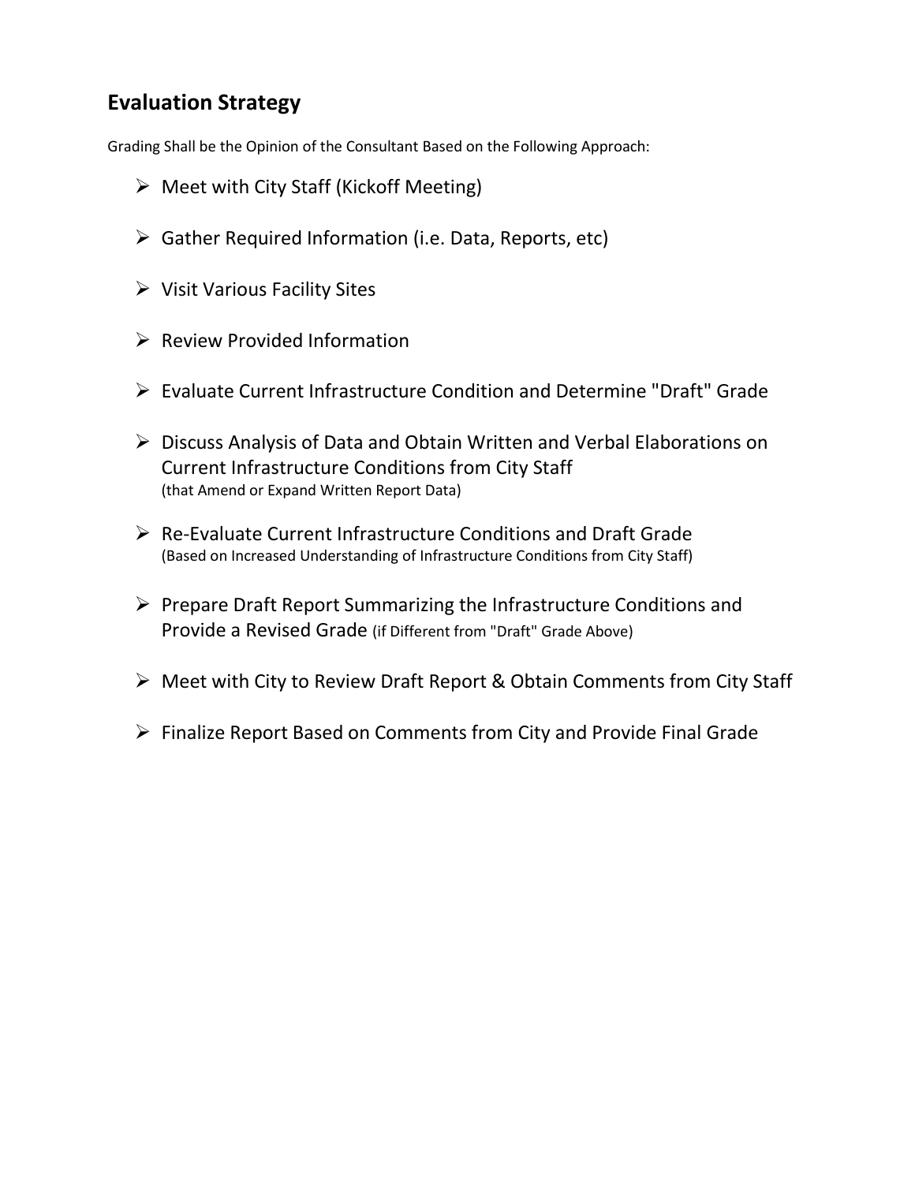## Evaluation Strategy

Grading Shall be the Opinion of the Consultant Based on the Following Approach:

- Meet with City Staff (Kickoff Meeting)
- Gather Required Information (i.e. Data, Reports, etc)
- Visit Various Facility Sites
- Review Provided Information
- Evaluate Current Infrastructure Condition and Determine "Draft" Grade
- Discuss Analysis of Data and Obtain Written and Verbal Elaborations on Current Infrastructure Conditions from City Staff
  (that Amend or Expand Written Report Data)
- Re-Evaluate Current Infrastructure Conditions and Draft Grade
  (Based on Increased Understanding of Infrastructure Conditions from City Staff)
- Prepare Draft Report Summarizing the Infrastructure Conditions and Provide a Revised Grade (if Different from "Draft" Grade Above)
- Meet with City to Review Draft Report & Obtain Comments from City Staff
- Finalize Report Based on Comments from City and Provide Final Grade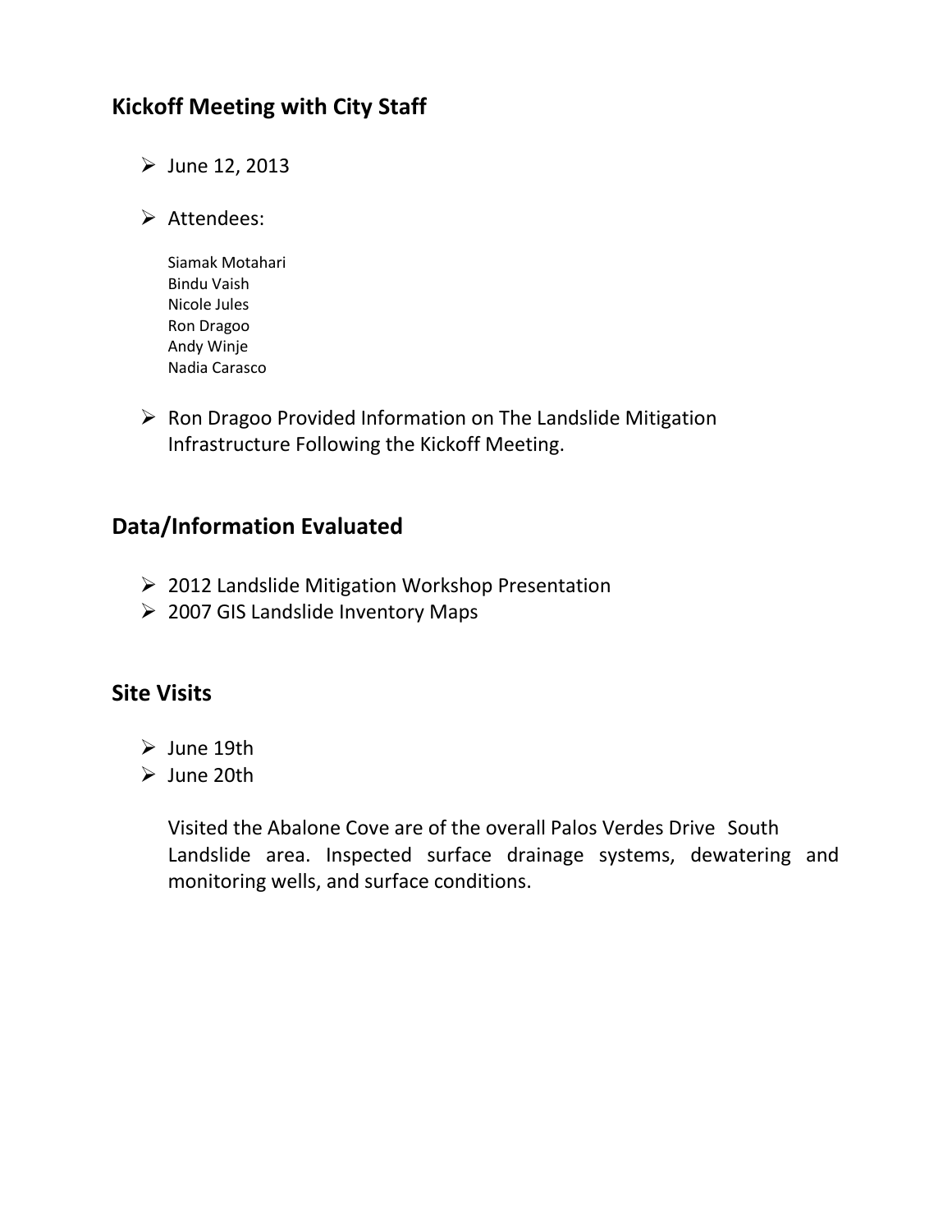## Kickoff Meeting with City Staff

- June 12, 2013
- Attendees:

  Siamak Motahari
  Bindu Vaish
  Nicole Jules
  Ron Dragoo
  Andy Winje
  Nadia Carasco

- Ron Dragoo Provided Information on The Landslide Mitigation Infrastructure Following the Kickoff Meeting.

## Data/Information Evaluated

- 2012 Landslide Mitigation Workshop Presentation
- 2007 GIS Landslide Inventory Maps

## Site Visits

- June 19th
- June 20th

  Visited the Abalone Cove are of the overall Palos Verdes Drive South Landslide area. Inspected surface drainage systems, dewatering and monitoring wells, and surface conditions.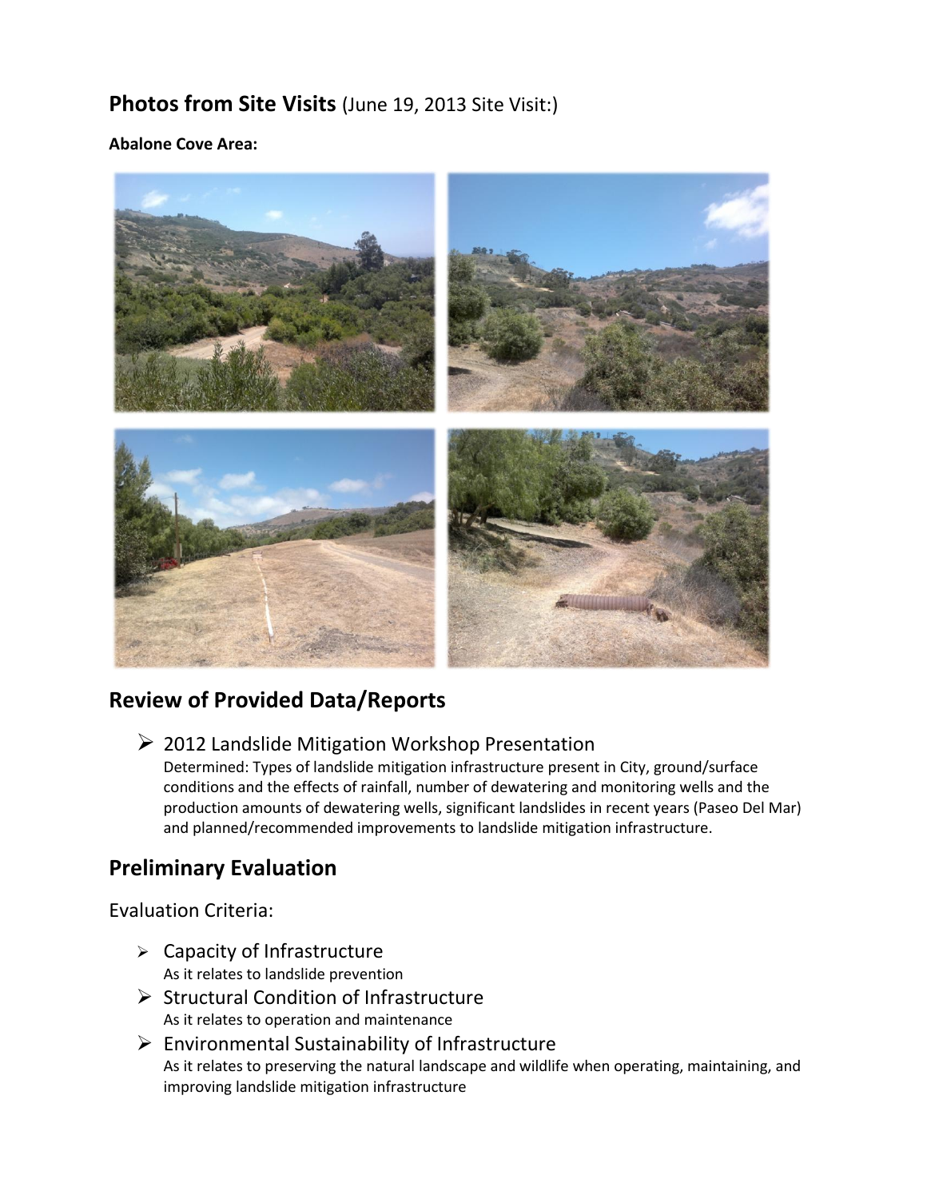## **Photos from Site Visits** (June 19, 2013 Site Visit:)

**Abalone Cove Area:**

## Review of Provided Data/Reports

- 2012 Landslide Mitigation Workshop Presentation
  Determined: Types of landslide mitigation infrastructure present in City, ground/surface conditions and the effects of rainfall, number of dewatering and monitoring wells and the production amounts of dewatering wells, significant landslides in recent years (Paseo Del Mar) and planned/recommended improvements to landslide mitigation infrastructure.

## Preliminary Evaluation

Evaluation Criteria:

- Capacity of Infrastructure
  As it relates to landslide prevention
- Structural Condition of Infrastructure
  As it relates to operation and maintenance
- Environmental Sustainability of Infrastructure
  As it relates to preserving the natural landscape and wildlife when operating, maintaining, and improving landslide mitigation infrastructure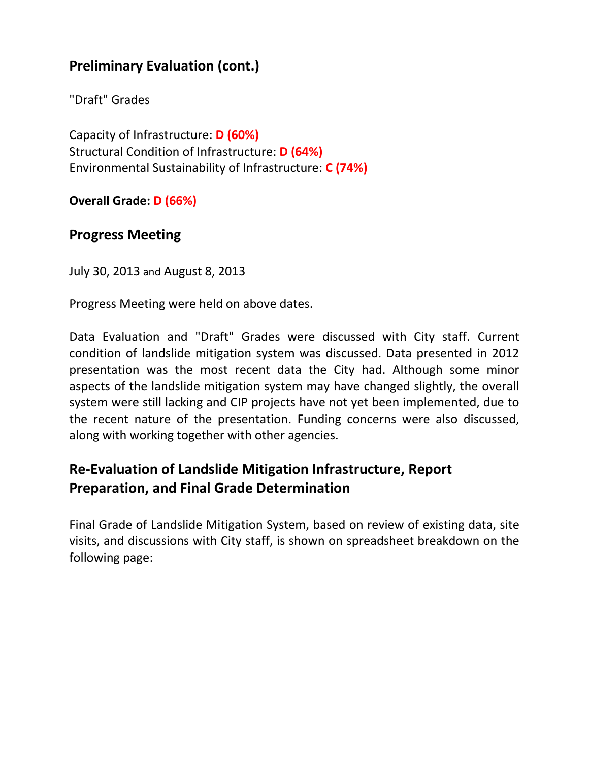## Preliminary Evaluation (cont.)

"Draft" Grades

Capacity of Infrastructure: **D (60%)**
Structural Condition of Infrastructure: **D (64%)**
Environmental Sustainability of Infrastructure: **C (74%)**

**Overall Grade: D (66%)**

## Progress Meeting

July 30, 2013 and August 8, 2013

Progress Meeting were held on above dates.

Data Evaluation and "Draft" Grades were discussed with City staff. Current condition of landslide mitigation system was discussed. Data presented in 2012 presentation was the most recent data the City had. Although some minor aspects of the landslide mitigation system may have changed slightly, the overall system were still lacking and CIP projects have not yet been implemented, due to the recent nature of the presentation. Funding concerns were also discussed, along with working together with other agencies.

## Re-Evaluation of Landslide Mitigation Infrastructure, Report Preparation, and Final Grade Determination

Final Grade of Landslide Mitigation System, based on review of existing data, site visits, and discussions with City staff, is shown on spreadsheet breakdown on the following page: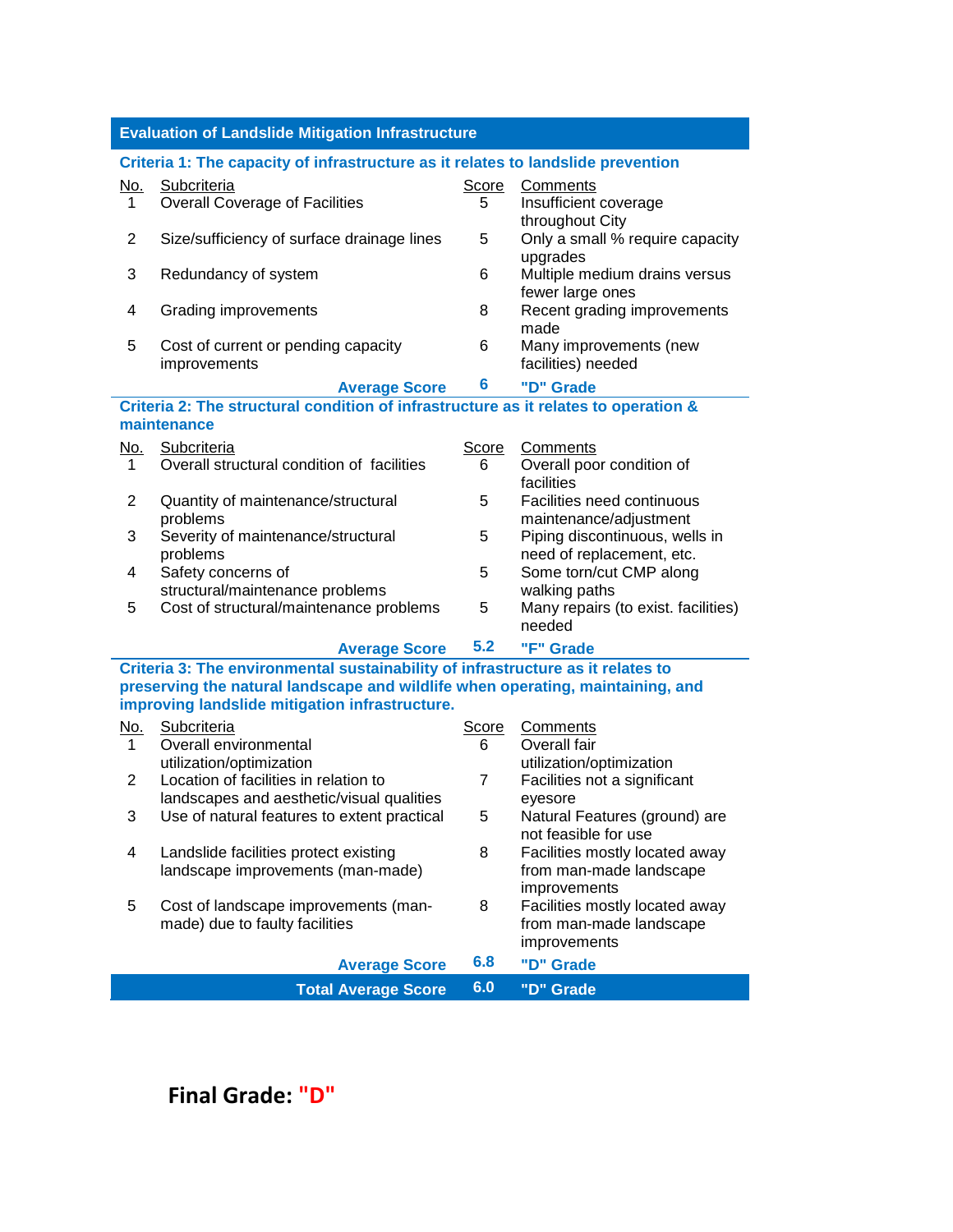## Evaluation of Landslide Mitigation Infrastructure

### Criteria 1: The capacity of infrastructure as it relates to landslide prevention

| No. | Subcriteria | Score | Comments |
|---|---|---|---|
| 1 | Overall Coverage of Facilities | 5 | Insufficient coverage throughout City |
| 2 | Size/sufficiency of surface drainage lines | 5 | Only a small % require capacity upgrades |
| 3 | Redundancy of system | 6 | Multiple medium drains versus fewer large ones |
| 4 | Grading improvements | 8 | Recent grading improvements made |
| 5 | Cost of current or pending capacity improvements | 6 | Many improvements (new facilities) needed |
| | **Average Score** | **6** | **"D" Grade** |

### Criteria 2: The structural condition of infrastructure as it relates to operation & maintenance

| No. | Subcriteria | Score | Comments |
|---|---|---|---|
| 1 | Overall structural condition of facilities | 6 | Overall poor condition of facilities |
| 2 | Quantity of maintenance/structural problems | 5 | Facilities need continuous maintenance/adjustment |
| 3 | Severity of maintenance/structural problems | 5 | Piping discontinuous, wells in need of replacement, etc. |
| 4 | Safety concerns of structural/maintenance problems | 5 | Some torn/cut CMP along walking paths |
| 5 | Cost of structural/maintenance problems | 5 | Many repairs (to exist. facilities) needed |
| | **Average Score** | **5.2** | **"F" Grade** |

### Criteria 3: The environmental sustainability of infrastructure as it relates to preserving the natural landscape and wildlife when operating, maintaining, and improving landslide mitigation infrastructure.

| No. | Subcriteria | Score | Comments |
|---|---|---|---|
| 1 | Overall environmental utilization/optimization | 6 | Overall fair utilization/optimization |
| 2 | Location of facilities in relation to landscapes and aesthetic/visual qualities | 7 | Facilities not a significant eyesore |
| 3 | Use of natural features to extent practical | 5 | Natural Features (ground) are not feasible for use |
| 4 | Landslide facilities protect existing landscape improvements (man-made) | 8 | Facilities mostly located away from man-made landscape improvements |
| 5 | Cost of landscape improvements (man-made) due to faulty facilities | 8 | Facilities mostly located away from man-made landscape improvements |
| | **Average Score** | **6.8** | **"D" Grade** |
| | **Total Average Score** | **6.0** | **"D" Grade** |

**Final Grade: "D"**